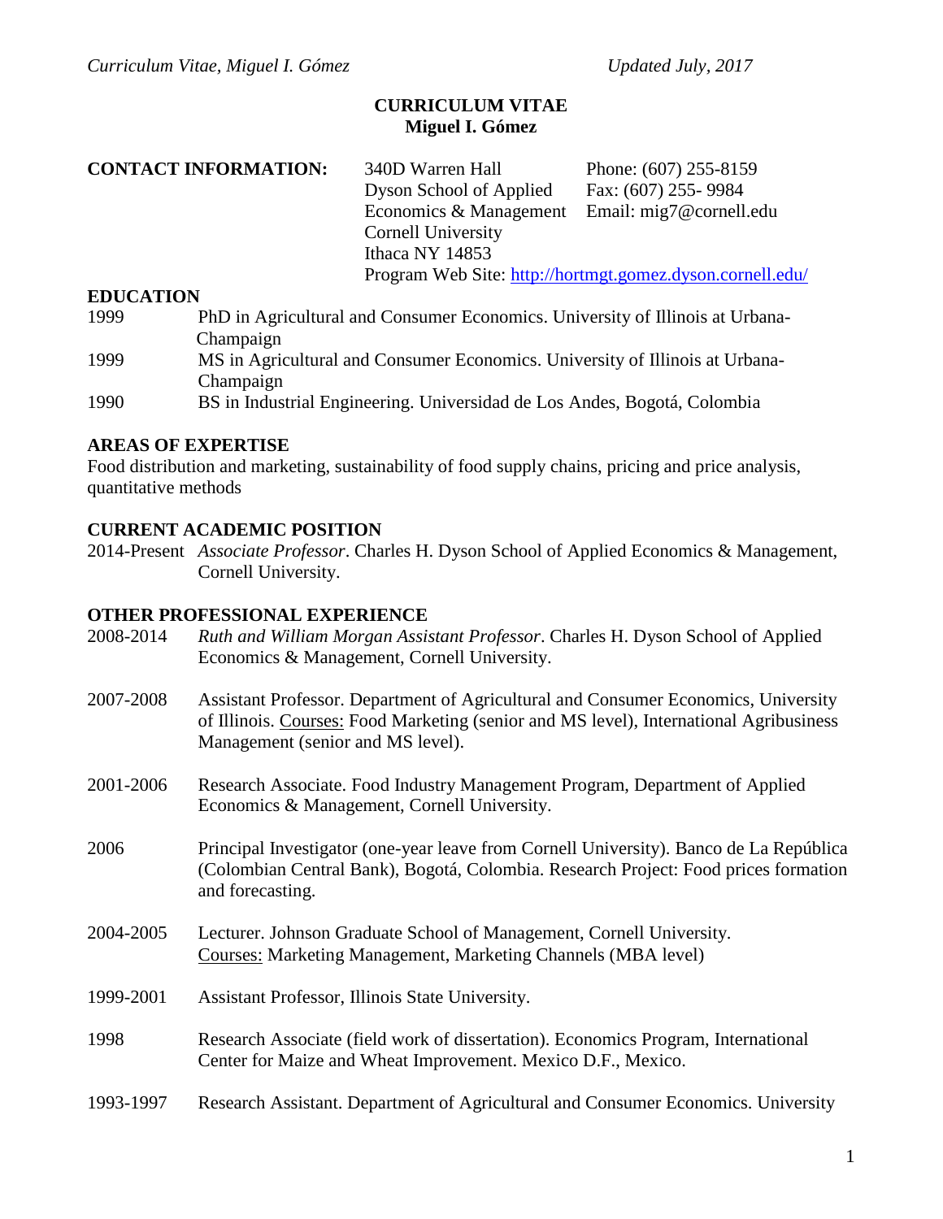# CURRICULUM VITAE
## Miguel I. Gómez

**CONTACT INFORMATION:**

340D Warren Hall
Dyson School of Applied Economics & Management
Cornell University
Ithaca NY 14853
Program Web Site: [http://hortmgt.gomez.dyson.cornell.edu/](http://hortmgt.gomez.dyson.cornell.edu/)

Phone: (607) 255-8159
Fax: (607) 255- 9984
Email: mig7@cornell.edu

### EDUCATION

1999 PhD in Agricultural and Consumer Economics. University of Illinois at Urbana-Champaign

1999 MS in Agricultural and Consumer Economics. University of Illinois at Urbana-Champaign

1990 BS in Industrial Engineering. Universidad de Los Andes, Bogotá, Colombia

### AREAS OF EXPERTISE

Food distribution and marketing, sustainability of food supply chains, pricing and price analysis, quantitative methods

### CURRENT ACADEMIC POSITION

2014-Present *Associate Professor*. Charles H. Dyson School of Applied Economics & Management, Cornell University.

### OTHER PROFESSIONAL EXPERIENCE

2008-2014 *Ruth and William Morgan Assistant Professor*. Charles H. Dyson School of Applied Economics & Management, Cornell University.

2007-2008 Assistant Professor. Department of Agricultural and Consumer Economics, University of Illinois. Courses: Food Marketing (senior and MS level), International Agribusiness Management (senior and MS level).

2001-2006 Research Associate. Food Industry Management Program, Department of Applied Economics & Management, Cornell University.

2006 Principal Investigator (one-year leave from Cornell University). Banco de La República (Colombian Central Bank), Bogotá, Colombia. Research Project: Food prices formation and forecasting.

2004-2005 Lecturer. Johnson Graduate School of Management, Cornell University. Courses: Marketing Management, Marketing Channels (MBA level)

1999-2001 Assistant Professor, Illinois State University.

1998 Research Associate (field work of dissertation). Economics Program, International Center for Maize and Wheat Improvement. Mexico D.F., Mexico.

1993-1997 Research Assistant. Department of Agricultural and Consumer Economics. University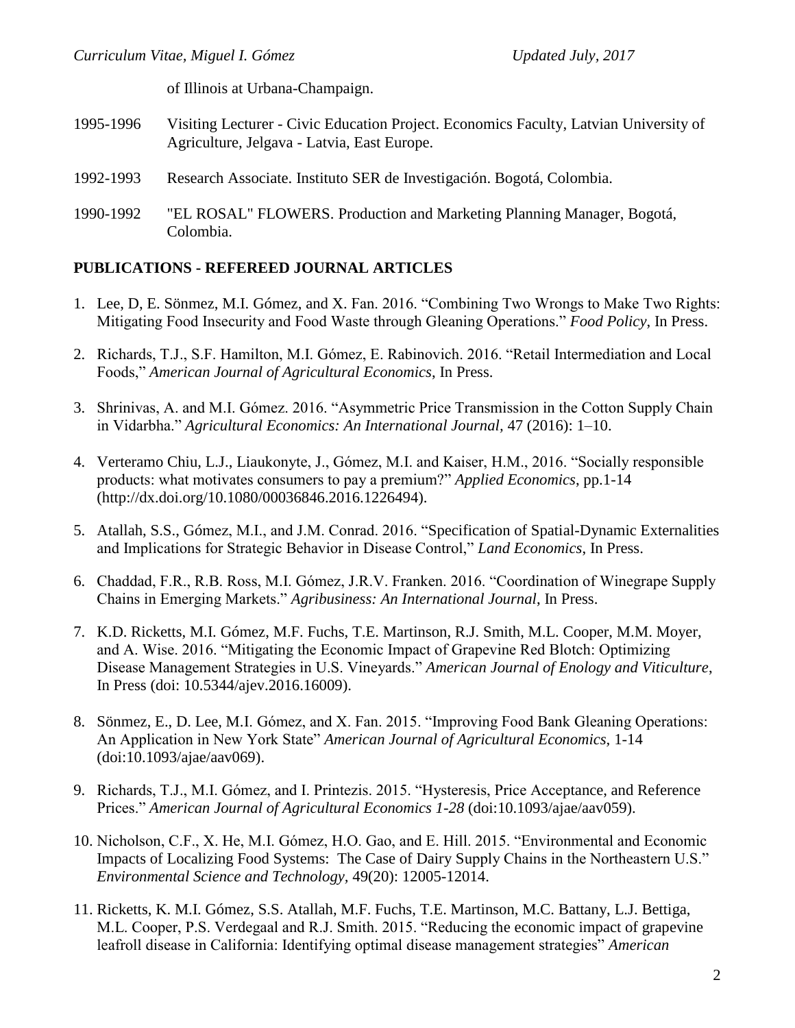of Illinois at Urbana-Champaign.

1995-1996 Visiting Lecturer - Civic Education Project. Economics Faculty, Latvian University of Agriculture, Jelgava - Latvia, East Europe.

1992-1993 Research Associate. Instituto SER de Investigación. Bogotá, Colombia.

1990-1992 "EL ROSAL" FLOWERS. Production and Marketing Planning Manager, Bogotá, Colombia.

## PUBLICATIONS - REFEREED JOURNAL ARTICLES

1. Lee, D, E. Sönmez, M.I. Gómez, and X. Fan. 2016. "Combining Two Wrongs to Make Two Rights: Mitigating Food Insecurity and Food Waste through Gleaning Operations." *Food Policy*, In Press.

2. Richards, T.J., S.F. Hamilton, M.I. Gómez, E. Rabinovich. 2016. "Retail Intermediation and Local Foods," *American Journal of Agricultural Economics*, In Press.

3. Shrinivas, A. and M.I. Gómez. 2016. "Asymmetric Price Transmission in the Cotton Supply Chain in Vidarbha." *Agricultural Economics: An International Journal*, 47 (2016): 1–10.

4. Verteramo Chiu, L.J., Liaukonyte, J., Gómez, M.I. and Kaiser, H.M., 2016. "Socially responsible products: what motivates consumers to pay a premium?" *Applied Economics*, pp.1-14 (http://dx.doi.org/10.1080/00036846.2016.1226494).

5. Atallah, S.S., Gómez, M.I., and J.M. Conrad. 2016. "Specification of Spatial-Dynamic Externalities and Implications for Strategic Behavior in Disease Control," *Land Economics*, In Press.

6. Chaddad, F.R., R.B. Ross, M.I. Gómez, J.R.V. Franken. 2016. "Coordination of Winegrape Supply Chains in Emerging Markets." *Agribusiness: An International Journal*, In Press.

7. K.D. Ricketts, M.I. Gómez, M.F. Fuchs, T.E. Martinson, R.J. Smith, M.L. Cooper, M.M. Moyer, and A. Wise. 2016. "Mitigating the Economic Impact of Grapevine Red Blotch: Optimizing Disease Management Strategies in U.S. Vineyards." *American Journal of Enology and Viticulture*, In Press (doi: 10.5344/ajev.2016.16009).

8. Sönmez, E., D. Lee, M.I. Gómez, and X. Fan. 2015. "Improving Food Bank Gleaning Operations: An Application in New York State" *American Journal of Agricultural Economics*, 1-14 (doi:10.1093/ajae/aav069).

9. Richards, T.J., M.I. Gómez, and I. Printezis. 2015. "Hysteresis, Price Acceptance, and Reference Prices." *American Journal of Agricultural Economics 1-28* (doi:10.1093/ajae/aav059).

10. Nicholson, C.F., X. He, M.I. Gómez, H.O. Gao, and E. Hill. 2015. "Environmental and Economic Impacts of Localizing Food Systems: The Case of Dairy Supply Chains in the Northeastern U.S." *Environmental Science and Technology*, 49(20): 12005-12014.

11. Ricketts, K. M.I. Gómez, S.S. Atallah, M.F. Fuchs, T.E. Martinson, M.C. Battany, L.J. Bettiga, M.L. Cooper, P.S. Verdegaal and R.J. Smith. 2015. "Reducing the economic impact of grapevine leafroll disease in California: Identifying optimal disease management strategies" *American*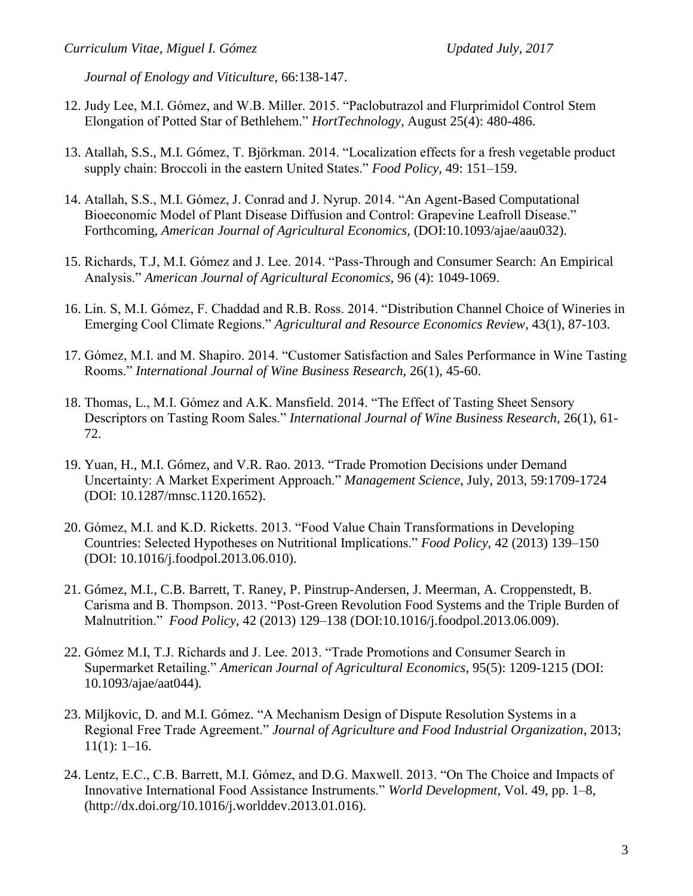*Journal of Enology and Viticulture,* 66:138-147.

12. Judy Lee, M.I. Gómez, and W.B. Miller. 2015. "Paclobutrazol and Flurprimidol Control Stem Elongation of Potted Star of Bethlehem." *HortTechnology,* August 25(4): 480-486.

13. Atallah, S.S., M.I. Gómez, T. Björkman. 2014. "Localization effects for a fresh vegetable product supply chain: Broccoli in the eastern United States." *Food Policy*, 49: 151–159.

14. Atallah, S.S., M.I. Gómez, J. Conrad and J. Nyrup. 2014. "An Agent-Based Computational Bioeconomic Model of Plant Disease Diffusion and Control: Grapevine Leafroll Disease." Forthcoming, *American Journal of Agricultural Economics*, (DOI:10.1093/ajae/aau032).

15. Richards, T.J, M.I. Gómez and J. Lee. 2014. "Pass-Through and Consumer Search: An Empirical Analysis." *American Journal of Agricultural Economics,* 96 (4): 1049-1069.

16. Lin. S, M.I. Gómez, F. Chaddad and R.B. Ross. 2014. "Distribution Channel Choice of Wineries in Emerging Cool Climate Regions." *Agricultural and Resource Economics Review*, 43(1), 87-103.

17. Gómez, M.I. and M. Shapiro. 2014. "Customer Satisfaction and Sales Performance in Wine Tasting Rooms." *International Journal of Wine Business Research*, 26(1), 45-60.

18. Thomas, L., M.I. Gómez and A.K. Mansfield. 2014. "The Effect of Tasting Sheet Sensory Descriptors on Tasting Room Sales." *International Journal of Wine Business Research,* 26(1), 61-72.

19. Yuan, H., M.I. Gómez, and V.R. Rao. 2013. "Trade Promotion Decisions under Demand Uncertainty: A Market Experiment Approach." *Management Science*, July, 2013, 59:1709-1724 (DOI: 10.1287/mnsc.1120.1652).

20. Gómez, M.I. and K.D. Ricketts. 2013. "Food Value Chain Transformations in Developing Countries: Selected Hypotheses on Nutritional Implications." *Food Policy*, 42 (2013) 139–150 (DOI: 10.1016/j.foodpol.2013.06.010).

21. Gómez, M.I., C.B. Barrett, T. Raney, P. Pinstrup-Andersen, J. Meerman, A. Croppenstedt, B. Carisma and B. Thompson. 2013. "Post-Green Revolution Food Systems and the Triple Burden of Malnutrition." *Food Policy*, 42 (2013) 129–138 (DOI:10.1016/j.foodpol.2013.06.009).

22. Gómez M.I, T.J. Richards and J. Lee. 2013. "Trade Promotions and Consumer Search in Supermarket Retailing." *American Journal of Agricultural Economics*, 95(5): 1209-1215 (DOI: 10.1093/ajae/aat044).

23. Miljkovic, D. and M.I. Gómez. "A Mechanism Design of Dispute Resolution Systems in a Regional Free Trade Agreement." *Journal of Agriculture and Food Industrial Organization*, 2013; 11(1): 1–16.

24. Lentz, E.C., C.B. Barrett, M.I. Gómez, and D.G. Maxwell. 2013. "On The Choice and Impacts of Innovative International Food Assistance Instruments." *World Development,* Vol. 49, pp. 1–8, (http://dx.doi.org/10.1016/j.worlddev.2013.01.016).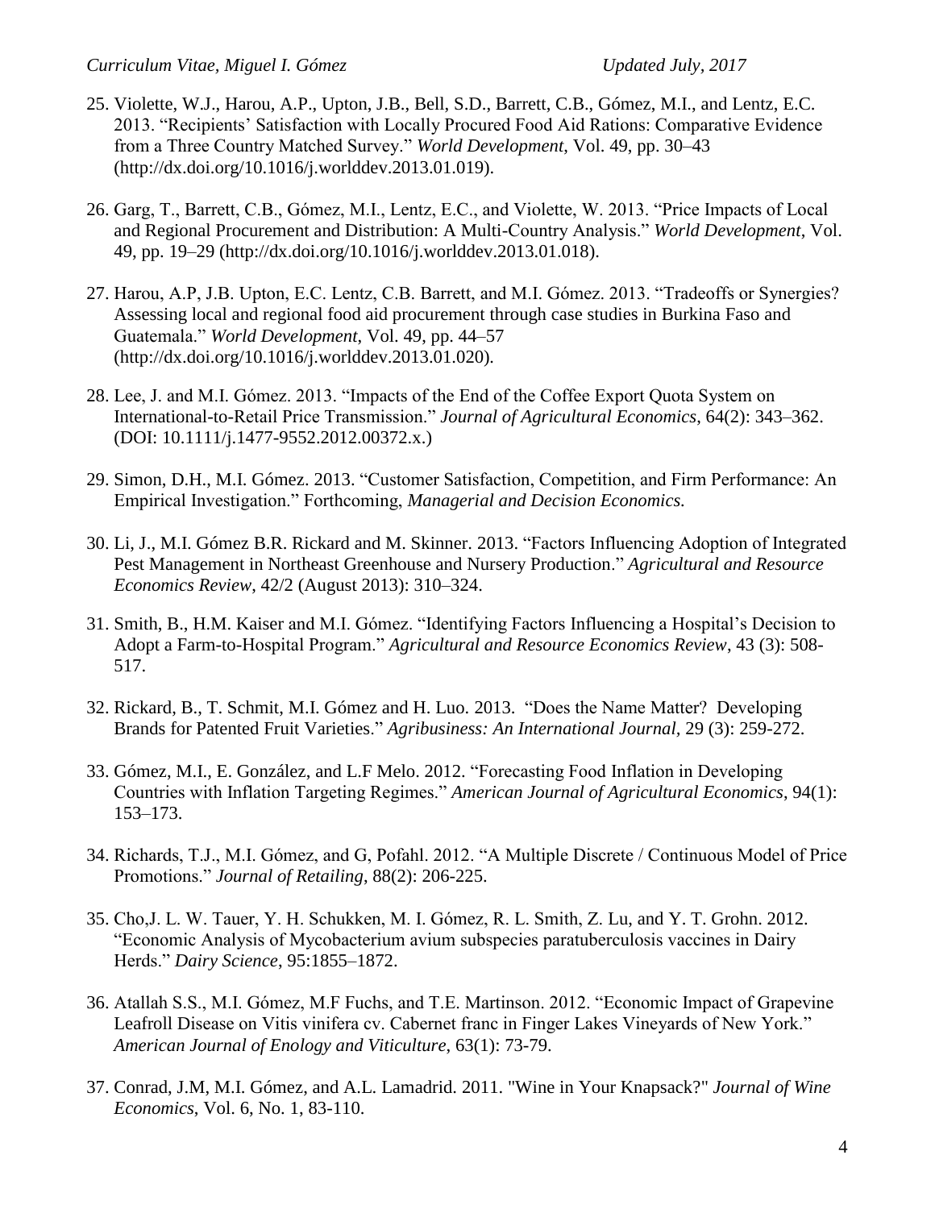25. Violette, W.J., Harou, A.P., Upton, J.B., Bell, S.D., Barrett, C.B., Gómez, M.I., and Lentz, E.C. 2013. "Recipients' Satisfaction with Locally Procured Food Aid Rations: Comparative Evidence from a Three Country Matched Survey." *World Development*, Vol. 49, pp. 30–43 (http://dx.doi.org/10.1016/j.worlddev.2013.01.019).

26. Garg, T., Barrett, C.B., Gómez, M.I., Lentz, E.C., and Violette, W. 2013. "Price Impacts of Local and Regional Procurement and Distribution: A Multi-Country Analysis." *World Development*, Vol. 49, pp. 19–29 (http://dx.doi.org/10.1016/j.worlddev.2013.01.018).

27. Harou, A.P, J.B. Upton, E.C. Lentz, C.B. Barrett, and M.I. Gómez. 2013. "Tradeoffs or Synergies? Assessing local and regional food aid procurement through case studies in Burkina Faso and Guatemala." *World Development*, Vol. 49, pp. 44–57 (http://dx.doi.org/10.1016/j.worlddev.2013.01.020).

28. Lee, J. and M.I. Gómez. 2013. "Impacts of the End of the Coffee Export Quota System on International-to-Retail Price Transmission." *Journal of Agricultural Economics*, 64(2): 343–362. (DOI: 10.1111/j.1477-9552.2012.00372.x.)

29. Simon, D.H., M.I. Gómez. 2013. "Customer Satisfaction, Competition, and Firm Performance: An Empirical Investigation." Forthcoming, *Managerial and Decision Economics.*

30. Li, J., M.I. Gómez B.R. Rickard and M. Skinner. 2013. "Factors Influencing Adoption of Integrated Pest Management in Northeast Greenhouse and Nursery Production." *Agricultural and Resource Economics Review*, 42/2 (August 2013): 310–324.

31. Smith, B., H.M. Kaiser and M.I. Gómez. "Identifying Factors Influencing a Hospital's Decision to Adopt a Farm-to-Hospital Program." *Agricultural and Resource Economics Review*, 43 (3): 508-517.

32. Rickard, B., T. Schmit, M.I. Gómez and H. Luo. 2013. "Does the Name Matter? Developing Brands for Patented Fruit Varieties." *Agribusiness: An International Journal,* 29 (3): 259-272.

33. Gómez, M.I., E. González, and L.F Melo. 2012. "Forecasting Food Inflation in Developing Countries with Inflation Targeting Regimes." *American Journal of Agricultural Economics*, 94(1): 153–173.

34. Richards, T.J., M.I. Gómez, and G, Pofahl. 2012. "A Multiple Discrete / Continuous Model of Price Promotions." *Journal of Retailing*, 88(2): 206-225.

35. Cho,J. L. W. Tauer, Y. H. Schukken, M. I. Gómez, R. L. Smith, Z. Lu, and Y. T. Grohn. 2012. "Economic Analysis of Mycobacterium avium subspecies paratuberculosis vaccines in Dairy Herds." *Dairy Science*, 95:1855–1872.

36. Atallah S.S., M.I. Gómez, M.F Fuchs, and T.E. Martinson. 2012. "Economic Impact of Grapevine Leafroll Disease on Vitis vinifera cv. Cabernet franc in Finger Lakes Vineyards of New York." *American Journal of Enology and Viticulture*, 63(1): 73-79.

37. Conrad, J.M, M.I. Gómez, and A.L. Lamadrid. 2011. "Wine in Your Knapsack?" *Journal of Wine Economics*, Vol. 6, No. 1, 83-110.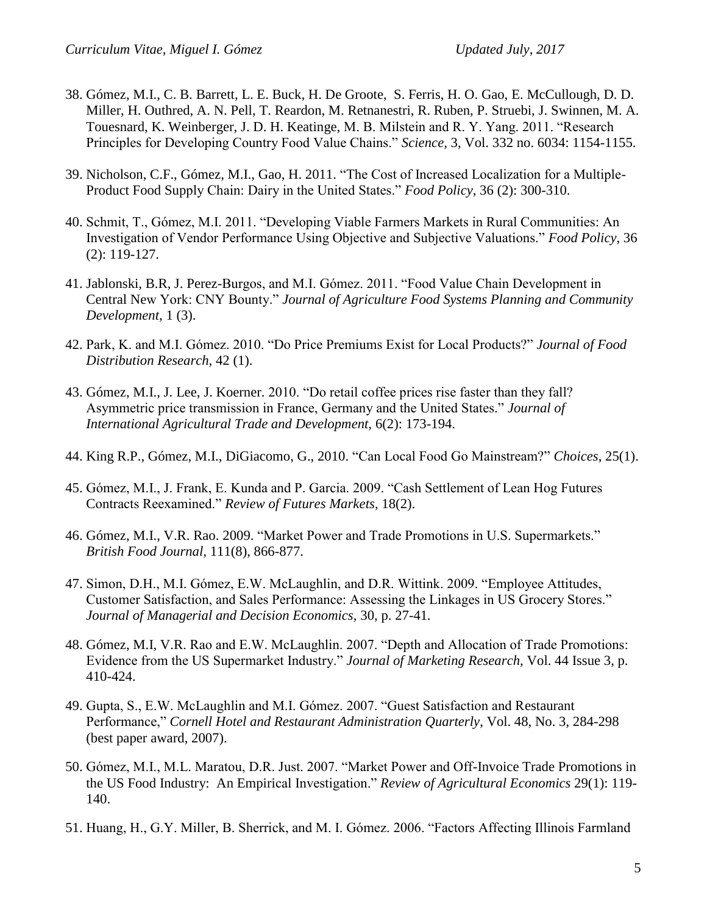38. Gómez, M.I., C. B. Barrett, L. E. Buck, H. De Groote, S. Ferris, H. O. Gao, E. McCullough, D. D. Miller, H. Outhred, A. N. Pell, T. Reardon, M. Retnanestri, R. Ruben, P. Struebi, J. Swinnen, M. A. Touesnard, K. Weinberger, J. D. H. Keatinge, M. B. Milstein and R. Y. Yang. 2011. "Research Principles for Developing Country Food Value Chains." *Science,* 3, Vol. 332 no. 6034: 1154-1155.

39. Nicholson, C.F., Gómez, M.I., Gao, H. 2011. "The Cost of Increased Localization for a Multiple-Product Food Supply Chain: Dairy in the United States." *Food Policy*, 36 (2): 300-310.

40. Schmit, T., Gómez, M.I. 2011. "Developing Viable Farmers Markets in Rural Communities: An Investigation of Vendor Performance Using Objective and Subjective Valuations." *Food Policy*, 36 (2): 119-127.

41. Jablonski, B.R, J. Perez-Burgos, and M.I. Gómez. 2011. "Food Value Chain Development in Central New York: CNY Bounty." *Journal of Agriculture Food Systems Planning and Community Development*, 1 (3).

42. Park, K. and M.I. Gómez. 2010. "Do Price Premiums Exist for Local Products?" *Journal of Food Distribution Research,* 42 (1).

43. Gómez, M.I., J. Lee, J. Koerner. 2010. "Do retail coffee prices rise faster than they fall? Asymmetric price transmission in France, Germany and the United States." *Journal of International Agricultural Trade and Development,* 6(2): 173-194.

44. King R.P., Gómez, M.I., DiGiacomo, G., 2010. "Can Local Food Go Mainstream?" *Choices*, 25(1).

45. Gómez, M.I., J. Frank, E. Kunda and P. Garcia. 2009. "Cash Settlement of Lean Hog Futures Contracts Reexamined." *Review of Futures Markets*, 18(2).

46. Gómez, M.I., V.R. Rao. 2009. "Market Power and Trade Promotions in U.S. Supermarkets." *British Food Journal,* 111(8), 866-877.

47. Simon, D.H., M.I. Gómez, E.W. McLaughlin, and D.R. Wittink. 2009. "Employee Attitudes, Customer Satisfaction, and Sales Performance: Assessing the Linkages in US Grocery Stores." *Journal of Managerial and Decision Economics,* 30, p. 27-41.

48. Gómez, M.I, V.R. Rao and E.W. McLaughlin. 2007. "Depth and Allocation of Trade Promotions: Evidence from the US Supermarket Industry." *Journal of Marketing Research*, Vol. 44 Issue 3, p. 410-424.

49. Gupta, S., E.W. McLaughlin and M.I. Gómez. 2007. "Guest Satisfaction and Restaurant Performance," *Cornell Hotel and Restaurant Administration Quarterly*, Vol. 48, No. 3, 284-298 (best paper award, 2007).

50. Gómez, M.I., M.L. Maratou, D.R. Just. 2007. "Market Power and Off-Invoice Trade Promotions in the US Food Industry: An Empirical Investigation." *Review of Agricultural Economics* 29(1): 119-140.

51. Huang, H., G.Y. Miller, B. Sherrick, and M. I. Gómez. 2006. "Factors Affecting Illinois Farmland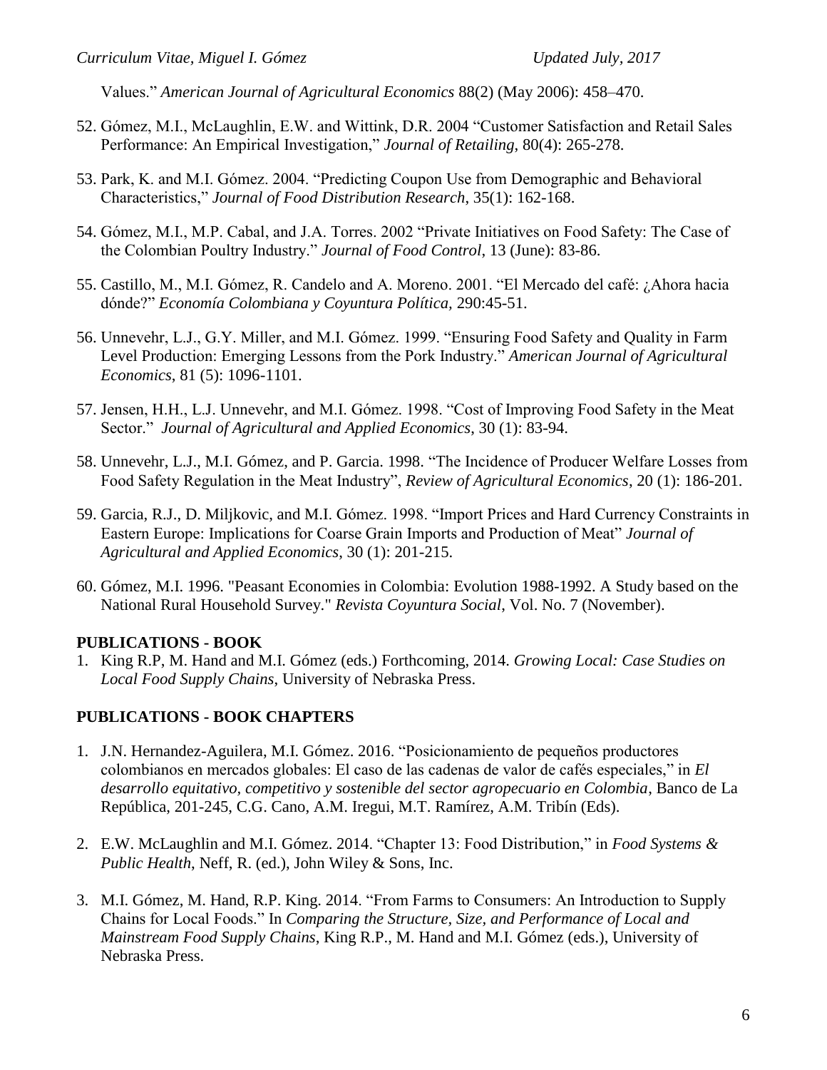Values." *American Journal of Agricultural Economics* 88(2) (May 2006): 458–470.

52. Gómez, M.I., McLaughlin, E.W. and Wittink, D.R. 2004 "Customer Satisfaction and Retail Sales Performance: An Empirical Investigation," *Journal of Retailing*, 80(4): 265-278.

53. Park, K. and M.I. Gómez. 2004. "Predicting Coupon Use from Demographic and Behavioral Characteristics," *Journal of Food Distribution Research*, 35(1): 162-168.

54. Gómez, M.I., M.P. Cabal, and J.A. Torres. 2002 "Private Initiatives on Food Safety: The Case of the Colombian Poultry Industry." *Journal of Food Control*, 13 (June): 83-86.

55. Castillo, M., M.I. Gómez, R. Candelo and A. Moreno. 2001. "El Mercado del café: ¿Ahora hacia dónde?" *Economía Colombiana y Coyuntura Política,* 290:45-51.

56. Unnevehr, L.J., G.Y. Miller, and M.I. Gómez. 1999. "Ensuring Food Safety and Quality in Farm Level Production: Emerging Lessons from the Pork Industry." *American Journal of Agricultural Economics*, 81 (5): 1096-1101.

57. Jensen, H.H., L.J. Unnevehr, and M.I. Gómez. 1998. "Cost of Improving Food Safety in the Meat Sector." *Journal of Agricultural and Applied Economics*, 30 (1): 83-94.

58. Unnevehr, L.J., M.I. Gómez, and P. Garcia. 1998. "The Incidence of Producer Welfare Losses from Food Safety Regulation in the Meat Industry", *Review of Agricultural Economics*, 20 (1): 186-201.

59. Garcia, R.J., D. Miljkovic, and M.I. Gómez. 1998. "Import Prices and Hard Currency Constraints in Eastern Europe: Implications for Coarse Grain Imports and Production of Meat" *Journal of Agricultural and Applied Economics*, 30 (1): 201-215.

60. Gómez, M.I. 1996. "Peasant Economies in Colombia: Evolution 1988-1992. A Study based on the National Rural Household Survey." *Revista Coyuntura Social*, Vol. No. 7 (November).

## PUBLICATIONS - BOOK

1. King R.P, M. Hand and M.I. Gómez (eds.) Forthcoming, 2014. *Growing Local: Case Studies on Local Food Supply Chains*, University of Nebraska Press.

## PUBLICATIONS - BOOK CHAPTERS

1. J.N. Hernandez-Aguilera, M.I. Gómez. 2016. "Posicionamiento de pequeños productores colombianos en mercados globales: El caso de las cadenas de valor de cafés especiales," in *El desarrollo equitativo, competitivo y sostenible del sector agropecuario en Colombia*, Banco de La República, 201-245, C.G. Cano, A.M. Iregui, M.T. Ramírez, A.M. Tribín (Eds).

2. E.W. McLaughlin and M.I. Gómez. 2014. "Chapter 13: Food Distribution," in *Food Systems & Public Health*, Neff, R. (ed.), John Wiley & Sons, Inc.

3. M.I. Gómez, M. Hand, R.P. King. 2014. "From Farms to Consumers: An Introduction to Supply Chains for Local Foods." In *Comparing the Structure, Size, and Performance of Local and Mainstream Food Supply Chains*, King R.P., M. Hand and M.I. Gómez (eds.), University of Nebraska Press.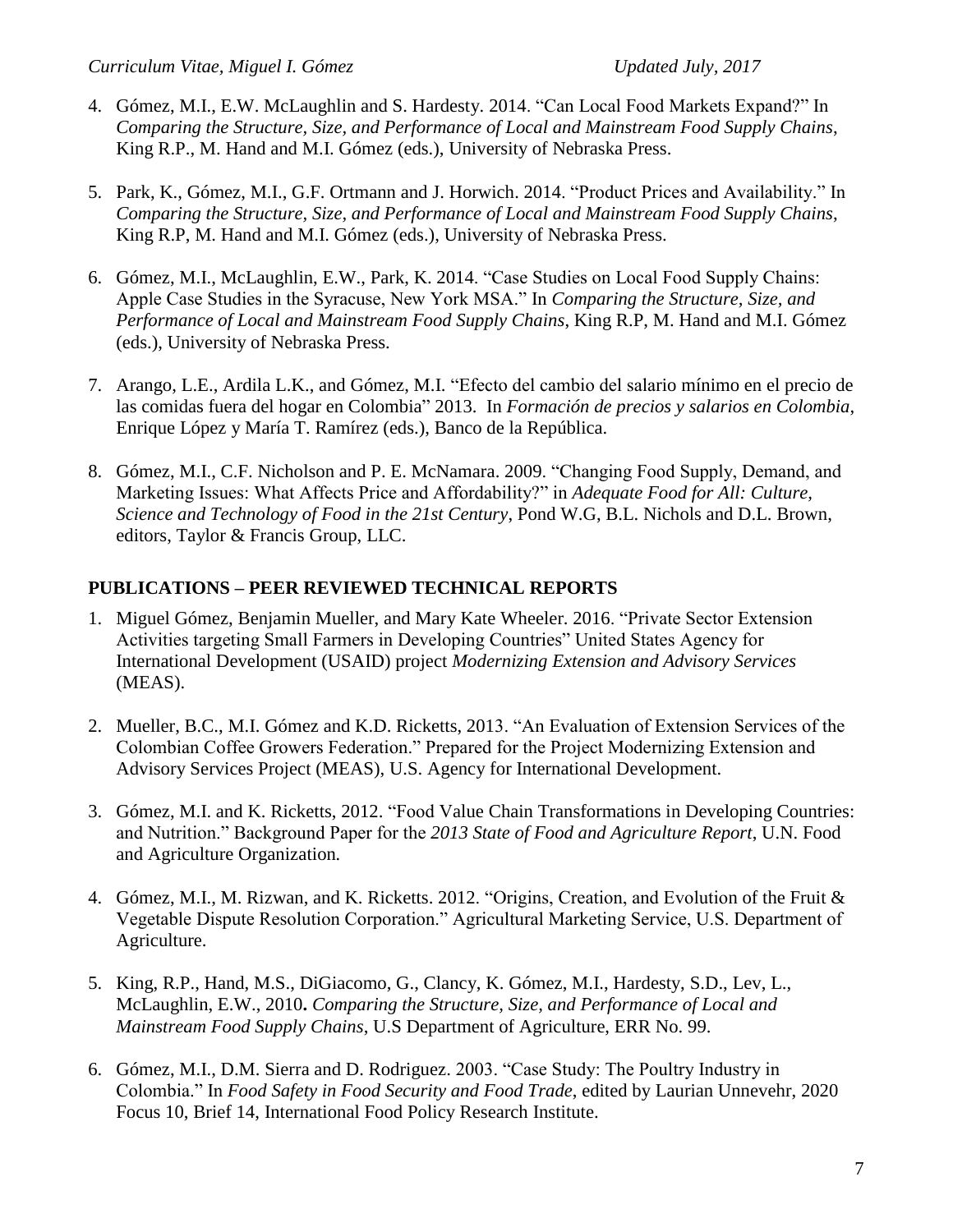4. Gómez, M.I., E.W. McLaughlin and S. Hardesty. 2014. "Can Local Food Markets Expand?" In *Comparing the Structure, Size, and Performance of Local and Mainstream Food Supply Chains*, King R.P., M. Hand and M.I. Gómez (eds.), University of Nebraska Press.

5. Park, K., Gómez, M.I., G.F. Ortmann and J. Horwich. 2014. "Product Prices and Availability." In *Comparing the Structure, Size, and Performance of Local and Mainstream Food Supply Chains*, King R.P, M. Hand and M.I. Gómez (eds.), University of Nebraska Press.

6. Gómez, M.I., McLaughlin, E.W., Park, K. 2014. "Case Studies on Local Food Supply Chains: Apple Case Studies in the Syracuse, New York MSA." In *Comparing the Structure, Size, and Performance of Local and Mainstream Food Supply Chains*, King R.P, M. Hand and M.I. Gómez (eds.), University of Nebraska Press.

7. Arango, L.E., Ardila L.K., and Gómez, M.I. "Efecto del cambio del salario mínimo en el precio de las comidas fuera del hogar en Colombia" 2013. In *Formación de precios y salarios en Colombia*, Enrique López y María T. Ramírez (eds.), Banco de la República.

8. Gómez, M.I., C.F. Nicholson and P. E. McNamara. 2009. "Changing Food Supply, Demand, and Marketing Issues: What Affects Price and Affordability?" in *Adequate Food for All: Culture, Science and Technology of Food in the 21st Century*, Pond W.G, B.L. Nichols and D.L. Brown, editors, Taylor & Francis Group, LLC.

## PUBLICATIONS – PEER REVIEWED TECHNICAL REPORTS

1. Miguel Gómez, Benjamin Mueller, and Mary Kate Wheeler. 2016. "Private Sector Extension Activities targeting Small Farmers in Developing Countries" United States Agency for International Development (USAID) project *Modernizing Extension and Advisory Services* (MEAS).

2. Mueller, B.C., M.I. Gómez and K.D. Ricketts, 2013. "An Evaluation of Extension Services of the Colombian Coffee Growers Federation." Prepared for the Project Modernizing Extension and Advisory Services Project (MEAS), U.S. Agency for International Development.

3. Gómez, M.I. and K. Ricketts, 2012. "Food Value Chain Transformations in Developing Countries: and Nutrition." Background Paper for the *2013 State of Food and Agriculture Report*, U.N. Food and Agriculture Organization*.*

4. Gómez, M.I., M. Rizwan, and K. Ricketts. 2012. "Origins, Creation, and Evolution of the Fruit & Vegetable Dispute Resolution Corporation." Agricultural Marketing Service, U.S. Department of Agriculture.

5. King, R.P., Hand, M.S., DiGiacomo, G., Clancy, K. Gómez, M.I., Hardesty, S.D., Lev, L., McLaughlin, E.W., 2010**.** *Comparing the Structure, Size, and Performance of Local and Mainstream Food Supply Chains*, U.S Department of Agriculture, ERR No. 99.

6. Gómez, M.I., D.M. Sierra and D. Rodriguez. 2003. "Case Study: The Poultry Industry in Colombia." In *Food Safety in Food Security and Food Trade*, edited by Laurian Unnevehr, 2020 Focus 10, Brief 14, International Food Policy Research Institute.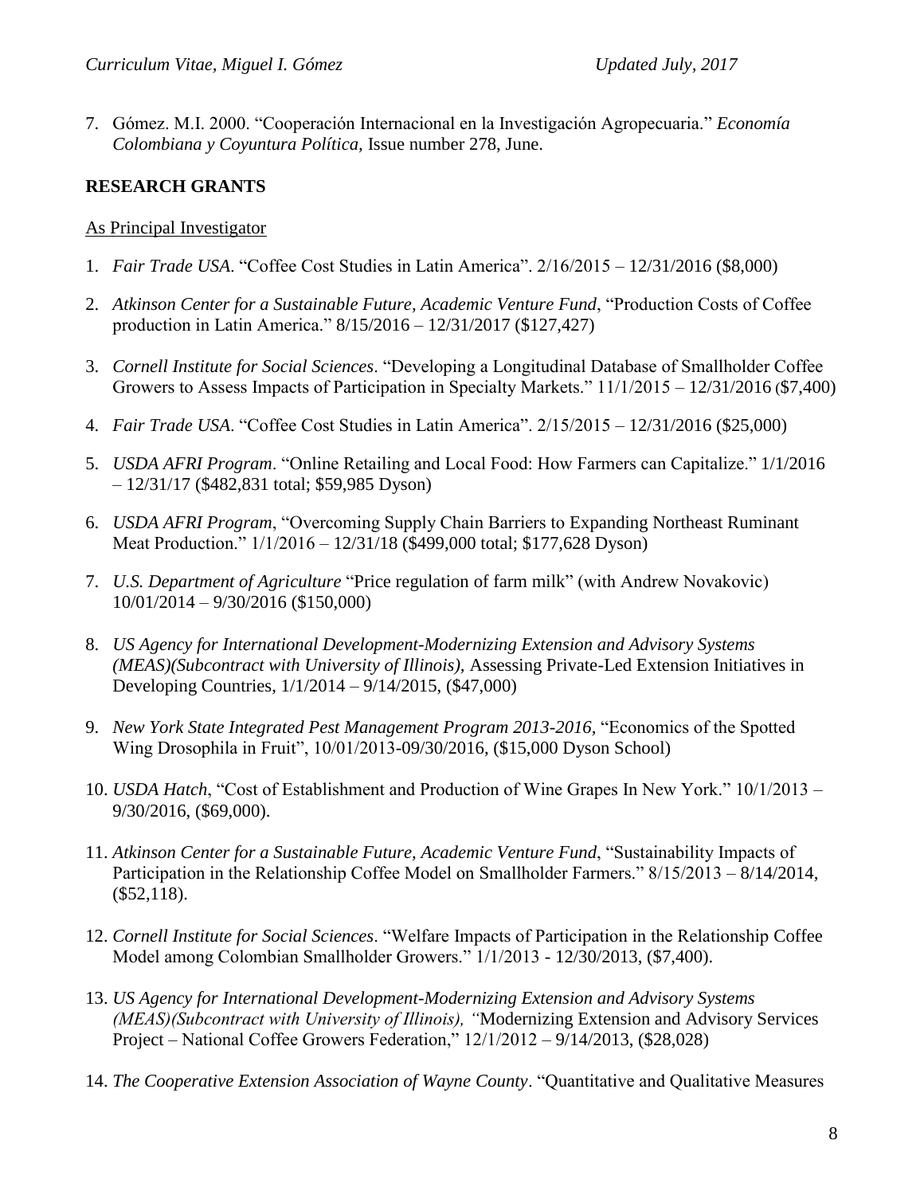7. Gómez. M.I. 2000. "Cooperación Internacional en la Investigación Agropecuaria." *Economía Colombiana y Coyuntura Política,* Issue number 278, June.

## RESEARCH GRANTS

As Principal Investigator

1. *Fair Trade USA*. "Coffee Cost Studies in Latin America". 2/16/2015 – 12/31/2016 ($8,000)

2. *Atkinson Center for a Sustainable Future, Academic Venture Fund*, "Production Costs of Coffee production in Latin America." 8/15/2016 – 12/31/2017 ($127,427)

3. *Cornell Institute for Social Sciences*. "Developing a Longitudinal Database of Smallholder Coffee Growers to Assess Impacts of Participation in Specialty Markets." 11/1/2015 – 12/31/2016 ($7,400)

4. *Fair Trade USA*. "Coffee Cost Studies in Latin America". 2/15/2015 – 12/31/2016 ($25,000)

5. *USDA AFRI Program*. "Online Retailing and Local Food: How Farmers can Capitalize." 1/1/2016 – 12/31/17 ($482,831 total; $59,985 Dyson)

6. *USDA AFRI Program*, "Overcoming Supply Chain Barriers to Expanding Northeast Ruminant Meat Production." 1/1/2016 – 12/31/18 ($499,000 total; $177,628 Dyson)

7. *U.S. Department of Agriculture* "Price regulation of farm milk" (with Andrew Novakovic) 10/01/2014 – 9/30/2016 ($150,000)

8. *US Agency for International Development-Modernizing Extension and Advisory Systems (MEAS)(Subcontract with University of Illinois),* Assessing Private-Led Extension Initiatives in Developing Countries, 1/1/2014 – 9/14/2015, ($47,000)

9. *New York State Integrated Pest Management Program 2013-2016,* "Economics of the Spotted Wing Drosophila in Fruit", 10/01/2013-09/30/2016, ($15,000 Dyson School)

10. *USDA Hatch*, "Cost of Establishment and Production of Wine Grapes In New York." 10/1/2013 – 9/30/2016, ($69,000).

11. *Atkinson Center for a Sustainable Future, Academic Venture Fund*, "Sustainability Impacts of Participation in the Relationship Coffee Model on Smallholder Farmers." 8/15/2013 – 8/14/2014, ($52,118).

12. *Cornell Institute for Social Sciences*. "Welfare Impacts of Participation in the Relationship Coffee Model among Colombian Smallholder Growers." 1/1/2013 - 12/30/2013, ($7,400).

13. *US Agency for International Development-Modernizing Extension and Advisory Systems (MEAS)(Subcontract with University of Illinois), "*Modernizing Extension and Advisory Services Project – National Coffee Growers Federation," 12/1/2012 – 9/14/2013, ($28,028)

14. *The Cooperative Extension Association of Wayne County*. "Quantitative and Qualitative Measures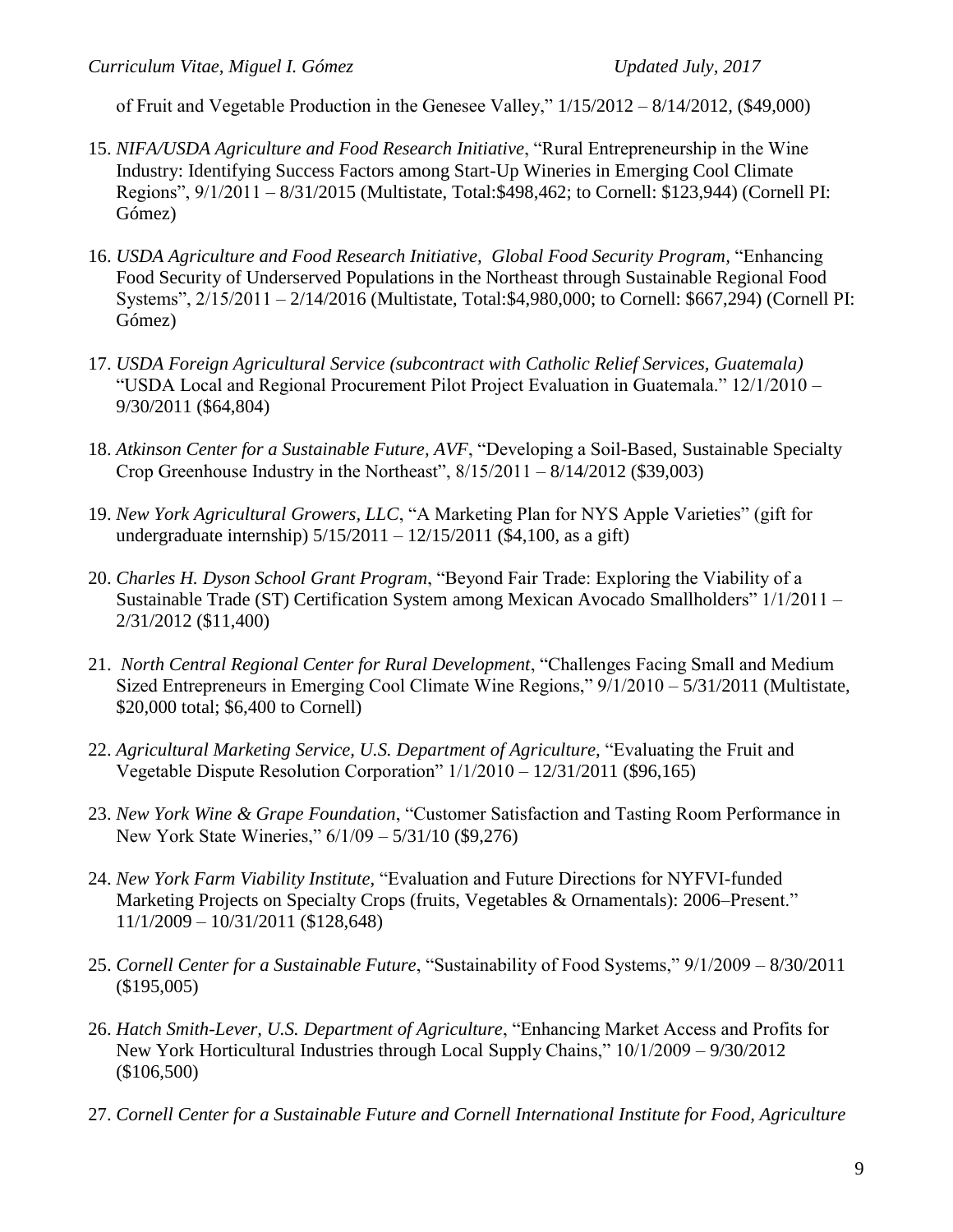of Fruit and Vegetable Production in the Genesee Valley," 1/15/2012 – 8/14/2012, ($49,000)

15. *NIFA/USDA Agriculture and Food Research Initiative*, "Rural Entrepreneurship in the Wine Industry: Identifying Success Factors among Start-Up Wineries in Emerging Cool Climate Regions", 9/1/2011 – 8/31/2015 (Multistate, Total:$498,462; to Cornell: $123,944) (Cornell PI: Gómez)

16. *USDA Agriculture and Food Research Initiative, Global Food Security Program*, "Enhancing Food Security of Underserved Populations in the Northeast through Sustainable Regional Food Systems", 2/15/2011 – 2/14/2016 (Multistate, Total:$4,980,000; to Cornell: $667,294) (Cornell PI: Gómez)

17. *USDA Foreign Agricultural Service (subcontract with Catholic Relief Services, Guatemala)* "USDA Local and Regional Procurement Pilot Project Evaluation in Guatemala." 12/1/2010 – 9/30/2011 ($64,804)

18. *Atkinson Center for a Sustainable Future, AVF*, "Developing a Soil-Based, Sustainable Specialty Crop Greenhouse Industry in the Northeast", 8/15/2011 – 8/14/2012 ($39,003)

19. *New York Agricultural Growers, LLC*, "A Marketing Plan for NYS Apple Varieties" (gift for undergraduate internship) 5/15/2011 – 12/15/2011 ($4,100, as a gift)

20. *Charles H. Dyson School Grant Program*, "Beyond Fair Trade: Exploring the Viability of a Sustainable Trade (ST) Certification System among Mexican Avocado Smallholders" 1/1/2011 – 2/31/2012 ($11,400)

21. *North Central Regional Center for Rural Development*, "Challenges Facing Small and Medium Sized Entrepreneurs in Emerging Cool Climate Wine Regions," 9/1/2010 – 5/31/2011 (Multistate, $20,000 total; $6,400 to Cornell)

22. *Agricultural Marketing Service, U.S. Department of Agriculture*, "Evaluating the Fruit and Vegetable Dispute Resolution Corporation" 1/1/2010 – 12/31/2011 ($96,165)

23. *New York Wine & Grape Foundation*, "Customer Satisfaction and Tasting Room Performance in New York State Wineries," 6/1/09 – 5/31/10 ($9,276)

24. *New York Farm Viability Institute*, "Evaluation and Future Directions for NYFVI-funded Marketing Projects on Specialty Crops (fruits, Vegetables & Ornamentals): 2006–Present." 11/1/2009 – 10/31/2011 ($128,648)

25. *Cornell Center for a Sustainable Future*, "Sustainability of Food Systems," 9/1/2009 – 8/30/2011 ($195,005)

26. *Hatch Smith-Lever, U.S. Department of Agriculture*, "Enhancing Market Access and Profits for New York Horticultural Industries through Local Supply Chains," 10/1/2009 – 9/30/2012 ($106,500)

27. *Cornell Center for a Sustainable Future and Cornell International Institute for Food, Agriculture*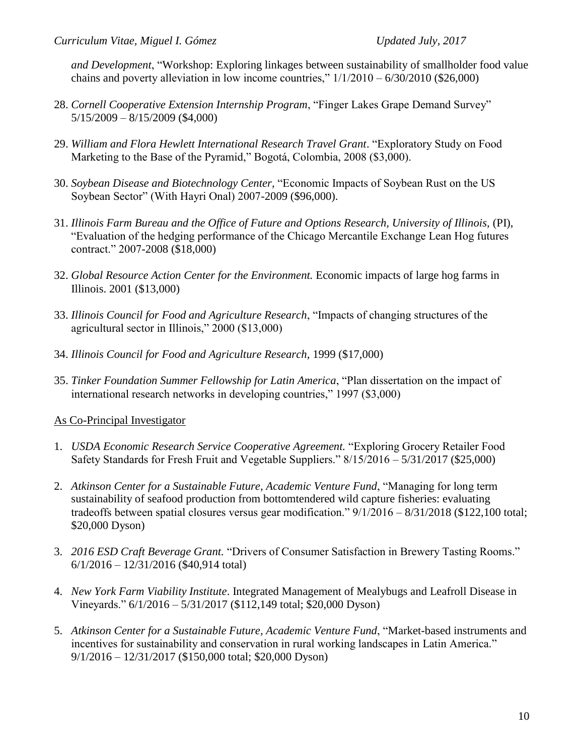*and Development*, "Workshop: Exploring linkages between sustainability of smallholder food value chains and poverty alleviation in low income countries," 1/1/2010 – 6/30/2010 ($26,000)

28. *Cornell Cooperative Extension Internship Program*, "Finger Lakes Grape Demand Survey" 5/15/2009 – 8/15/2009 ($4,000)

29. *William and Flora Hewlett International Research Travel Grant*. "Exploratory Study on Food Marketing to the Base of the Pyramid," Bogotá, Colombia, 2008 ($3,000).

30. *Soybean Disease and Biotechnology Center,* "Economic Impacts of Soybean Rust on the US Soybean Sector" (With Hayri Onal) 2007-2009 ($96,000).

31. *Illinois Farm Bureau and the Office of Future and Options Research, University of Illinois,* (PI), "Evaluation of the hedging performance of the Chicago Mercantile Exchange Lean Hog futures contract." 2007-2008 ($18,000)

32. *Global Resource Action Center for the Environment.* Economic impacts of large hog farms in Illinois. 2001 ($13,000)

33. *Illinois Council for Food and Agriculture Research*, "Impacts of changing structures of the agricultural sector in Illinois," 2000 ($13,000)

34. *Illinois Council for Food and Agriculture Research*, 1999 ($17,000)

35. *Tinker Foundation Summer Fellowship for Latin America*, "Plan dissertation on the impact of international research networks in developing countries," 1997 ($3,000)

As Co-Principal Investigator

1. *USDA Economic Research Service Cooperative Agreement.* "Exploring Grocery Retailer Food Safety Standards for Fresh Fruit and Vegetable Suppliers." 8/15/2016 – 5/31/2017 ($25,000)

2. *Atkinson Center for a Sustainable Future, Academic Venture Fund*, "Managing for long term sustainability of seafood production from bottomtendered wild capture fisheries: evaluating tradeoffs between spatial closures versus gear modification." 9/1/2016 – 8/31/2018 ($122,100 total; $20,000 Dyson)

3. *2016 ESD Craft Beverage Grant.* "Drivers of Consumer Satisfaction in Brewery Tasting Rooms." 6/1/2016 – 12/31/2016 ($40,914 total)

4. *New York Farm Viability Institute*. Integrated Management of Mealybugs and Leafroll Disease in Vineyards." 6/1/2016 – 5/31/2017 ($112,149 total; $20,000 Dyson)

5. *Atkinson Center for a Sustainable Future, Academic Venture Fund*, "Market-based instruments and incentives for sustainability and conservation in rural working landscapes in Latin America." 9/1/2016 – 12/31/2017 ($150,000 total; $20,000 Dyson)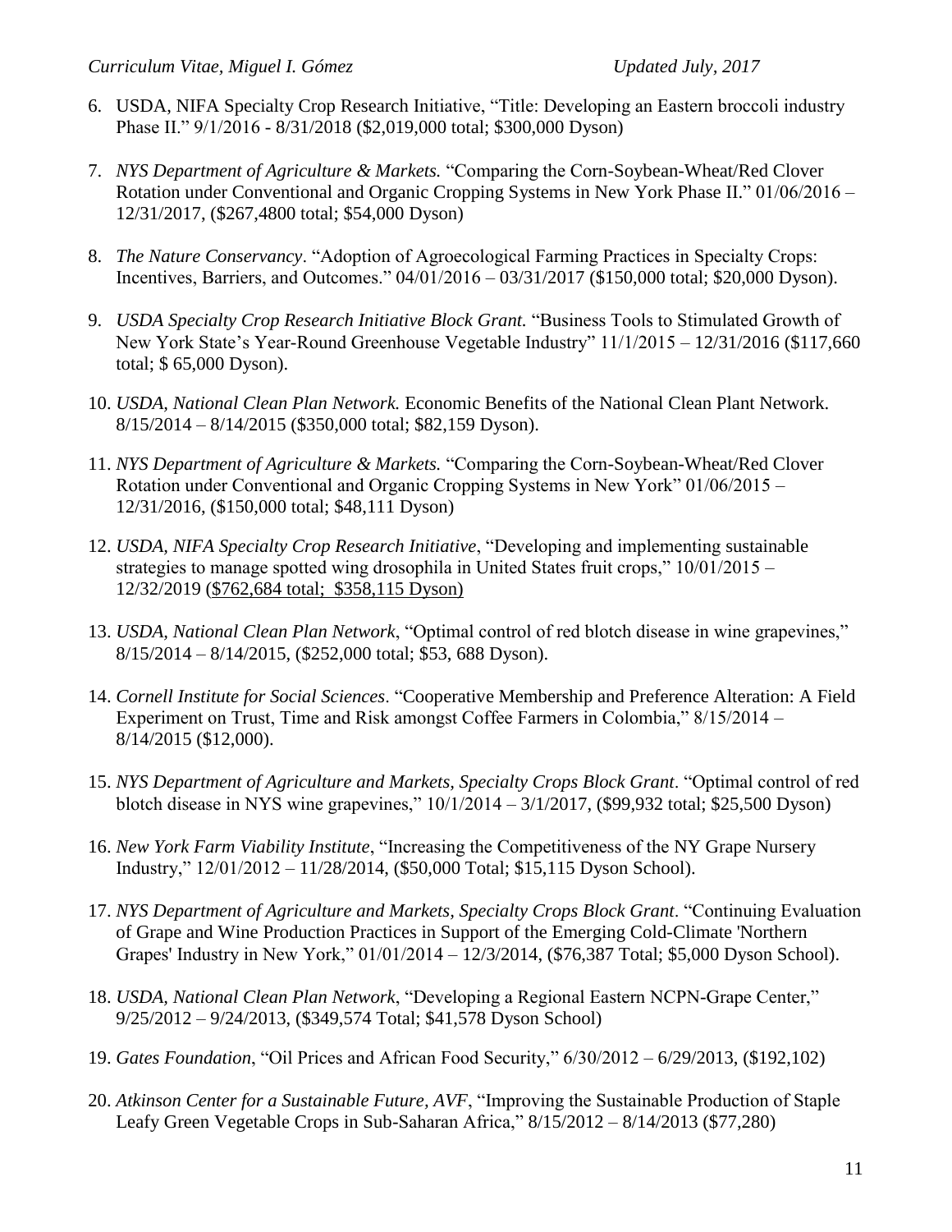6. USDA, NIFA Specialty Crop Research Initiative, "Title: Developing an Eastern broccoli industry Phase II." 9/1/2016 - 8/31/2018 ($2,019,000 total; $300,000 Dyson)

7. *NYS Department of Agriculture & Markets.* "Comparing the Corn-Soybean-Wheat/Red Clover Rotation under Conventional and Organic Cropping Systems in New York Phase II." 01/06/2016 – 12/31/2017, ($267,4800 total; $54,000 Dyson)

8. *The Nature Conservancy*. "Adoption of Agroecological Farming Practices in Specialty Crops: Incentives, Barriers, and Outcomes." 04/01/2016 – 03/31/2017 ($150,000 total; $20,000 Dyson).

9. *USDA Specialty Crop Research Initiative Block Grant.* "Business Tools to Stimulated Growth of New York State's Year-Round Greenhouse Vegetable Industry" 11/1/2015 – 12/31/2016 ($117,660 total; $ 65,000 Dyson).

10. *USDA, National Clean Plan Network.* Economic Benefits of the National Clean Plant Network. 8/15/2014 – 8/14/2015 ($350,000 total; $82,159 Dyson).

11. *NYS Department of Agriculture & Markets.* "Comparing the Corn-Soybean-Wheat/Red Clover Rotation under Conventional and Organic Cropping Systems in New York" 01/06/2015 – 12/31/2016, ($150,000 total; $48,111 Dyson)

12. *USDA, NIFA Specialty Crop Research Initiative*, "Developing and implementing sustainable strategies to manage spotted wing drosophila in United States fruit crops," 10/01/2015 – 12/32/2019 ($762,684 total; $358,115 Dyson)

13. *USDA, National Clean Plan Network*, "Optimal control of red blotch disease in wine grapevines," 8/15/2014 – 8/14/2015, ($252,000 total; $53, 688 Dyson).

14. *Cornell Institute for Social Sciences*. "Cooperative Membership and Preference Alteration: A Field Experiment on Trust, Time and Risk amongst Coffee Farmers in Colombia," 8/15/2014 – 8/14/2015 ($12,000).

15. *NYS Department of Agriculture and Markets, Specialty Crops Block Grant*. "Optimal control of red blotch disease in NYS wine grapevines," 10/1/2014 – 3/1/2017, ($99,932 total; $25,500 Dyson)

16. *New York Farm Viability Institute*, "Increasing the Competitiveness of the NY Grape Nursery Industry," 12/01/2012 – 11/28/2014, ($50,000 Total; $15,115 Dyson School).

17. *NYS Department of Agriculture and Markets, Specialty Crops Block Grant*. "Continuing Evaluation of Grape and Wine Production Practices in Support of the Emerging Cold-Climate 'Northern Grapes' Industry in New York," 01/01/2014 – 12/3/2014, ($76,387 Total; $5,000 Dyson School).

18. *USDA, National Clean Plan Network*, "Developing a Regional Eastern NCPN-Grape Center," 9/25/2012 – 9/24/2013, ($349,574 Total; $41,578 Dyson School)

19. *Gates Foundation*, "Oil Prices and African Food Security," 6/30/2012 – 6/29/2013, ($192,102)

20. *Atkinson Center for a Sustainable Future, AVF*, "Improving the Sustainable Production of Staple Leafy Green Vegetable Crops in Sub-Saharan Africa," 8/15/2012 – 8/14/2013 ($77,280)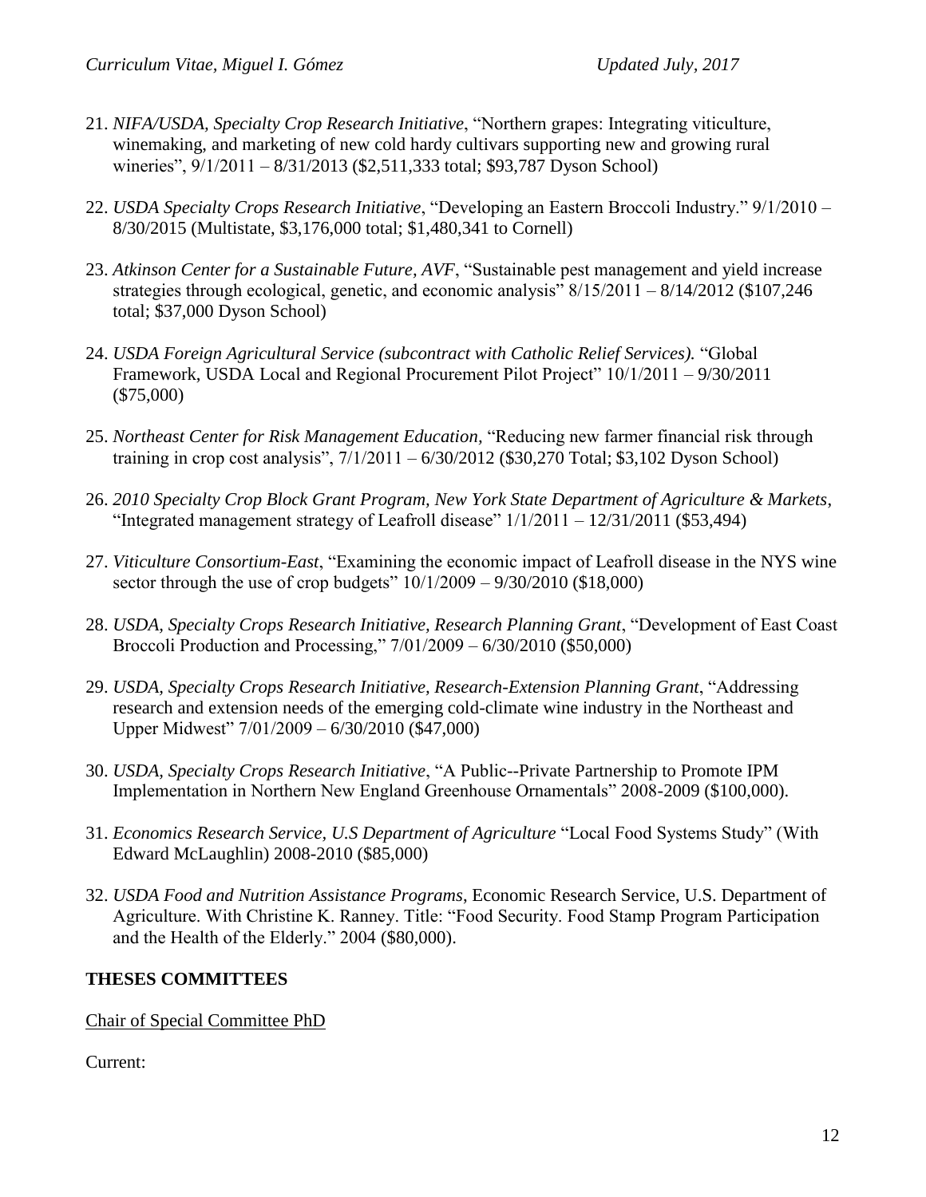21. *NIFA/USDA, Specialty Crop Research Initiative*, "Northern grapes: Integrating viticulture, winemaking, and marketing of new cold hardy cultivars supporting new and growing rural wineries", 9/1/2011 – 8/31/2013 ($2,511,333 total; $93,787 Dyson School)

22. *USDA Specialty Crops Research Initiative*, "Developing an Eastern Broccoli Industry." 9/1/2010 – 8/30/2015 (Multistate, $3,176,000 total; $1,480,341 to Cornell)

23. *Atkinson Center for a Sustainable Future, AVF*, "Sustainable pest management and yield increase strategies through ecological, genetic, and economic analysis" 8/15/2011 – 8/14/2012 ($107,246 total; $37,000 Dyson School)

24. *USDA Foreign Agricultural Service (subcontract with Catholic Relief Services).* "Global Framework, USDA Local and Regional Procurement Pilot Project" 10/1/2011 – 9/30/2011 ($75,000)

25. *Northeast Center for Risk Management Education*, "Reducing new farmer financial risk through training in crop cost analysis", 7/1/2011 – 6/30/2012 ($30,270 Total; $3,102 Dyson School)

26. *2010 Specialty Crop Block Grant Program, New York State Department of Agriculture & Markets*, "Integrated management strategy of Leafroll disease" 1/1/2011 – 12/31/2011 ($53,494)

27. *Viticulture Consortium-East*, "Examining the economic impact of Leafroll disease in the NYS wine sector through the use of crop budgets" 10/1/2009 – 9/30/2010 ($18,000)

28. *USDA, Specialty Crops Research Initiative, Research Planning Grant*, "Development of East Coast Broccoli Production and Processing," 7/01/2009 – 6/30/2010 ($50,000)

29. *USDA, Specialty Crops Research Initiative, Research-Extension Planning Grant*, "Addressing research and extension needs of the emerging cold-climate wine industry in the Northeast and Upper Midwest" 7/01/2009 – 6/30/2010 ($47,000)

30. *USDA, Specialty Crops Research Initiative*, "A Public--Private Partnership to Promote IPM Implementation in Northern New England Greenhouse Ornamentals" 2008-2009 ($100,000).

31. *Economics Research Service, U.S Department of Agriculture* "Local Food Systems Study" (With Edward McLaughlin) 2008-2010 ($85,000)

32. *USDA Food and Nutrition Assistance Programs*, Economic Research Service, U.S. Department of Agriculture. With Christine K. Ranney. Title: "Food Security. Food Stamp Program Participation and the Health of the Elderly." 2004 ($80,000).

## THESES COMMITTEES

Chair of Special Committee PhD

Current: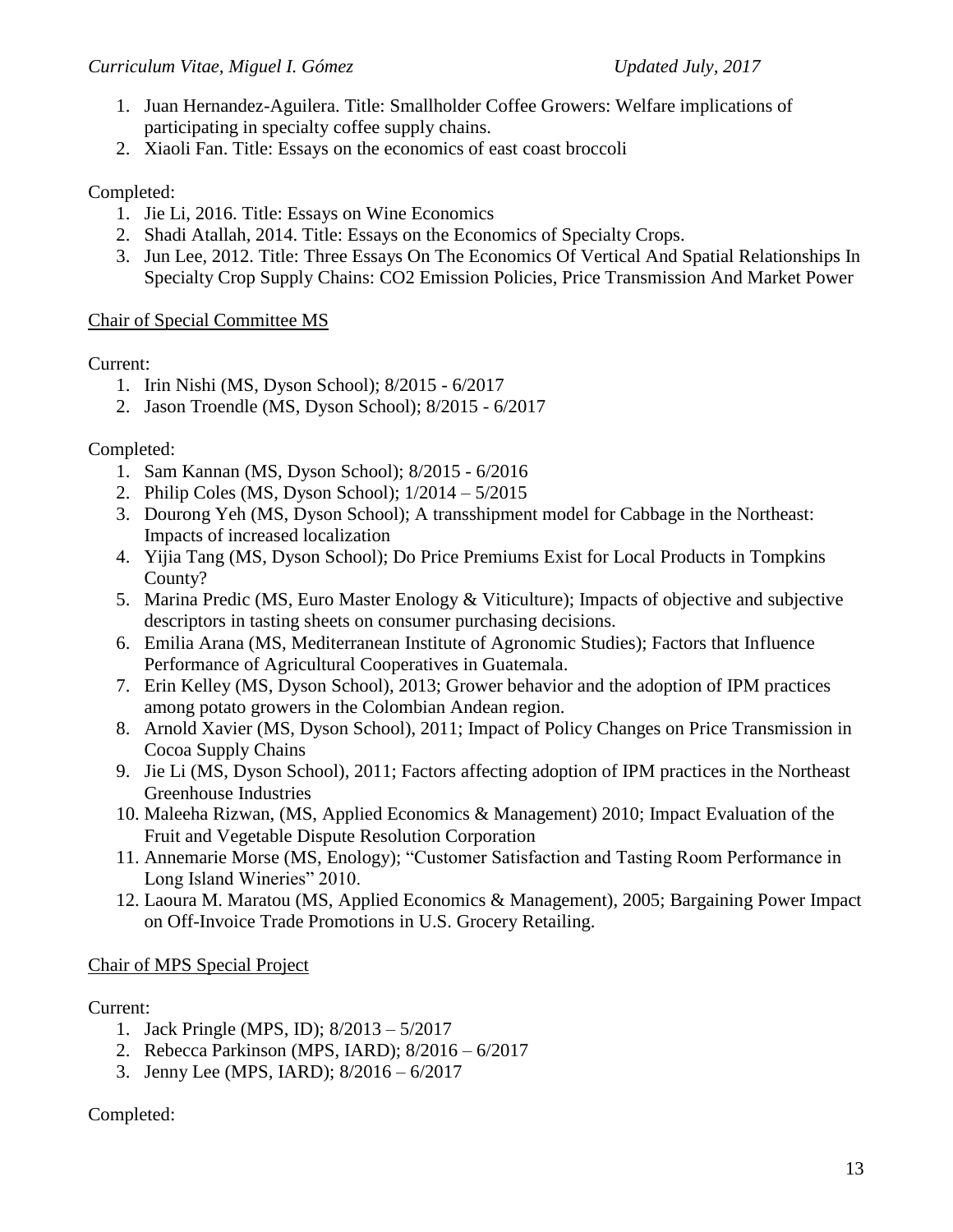1. Juan Hernandez-Aguilera. Title: Smallholder Coffee Growers: Welfare implications of participating in specialty coffee supply chains.
2. Xiaoli Fan. Title: Essays on the economics of east coast broccoli

Completed:

1. Jie Li, 2016. Title: Essays on Wine Economics
2. Shadi Atallah, 2014. Title: Essays on the Economics of Specialty Crops.
3. Jun Lee, 2012. Title: Three Essays On The Economics Of Vertical And Spatial Relationships In Specialty Crop Supply Chains: $CO_2$ Emission Policies, Price Transmission And Market Power

Chair of Special Committee MS

Current:

1. Irin Nishi (MS, Dyson School); 8/2015 - 6/2017
2. Jason Troendle (MS, Dyson School); 8/2015 - 6/2017

Completed:

1. Sam Kannan (MS, Dyson School); 8/2015 - 6/2016
2. Philip Coles (MS, Dyson School); 1/2014 – 5/2015
3. Dourong Yeh (MS, Dyson School); A transshipment model for Cabbage in the Northeast: Impacts of increased localization
4. Yijia Tang (MS, Dyson School); Do Price Premiums Exist for Local Products in Tompkins County?
5. Marina Predic (MS, Euro Master Enology & Viticulture); Impacts of objective and subjective descriptors in tasting sheets on consumer purchasing decisions.
6. Emilia Arana (MS, Mediterranean Institute of Agronomic Studies); Factors that Influence Performance of Agricultural Cooperatives in Guatemala.
7. Erin Kelley (MS, Dyson School), 2013; Grower behavior and the adoption of IPM practices among potato growers in the Colombian Andean region.
8. Arnold Xavier (MS, Dyson School), 2011; Impact of Policy Changes on Price Transmission in Cocoa Supply Chains
9. Jie Li (MS, Dyson School), 2011; Factors affecting adoption of IPM practices in the Northeast Greenhouse Industries
10. Maleeha Rizwan, (MS, Applied Economics & Management) 2010; Impact Evaluation of the Fruit and Vegetable Dispute Resolution Corporation
11. Annemarie Morse (MS, Enology); "Customer Satisfaction and Tasting Room Performance in Long Island Wineries" 2010.
12. Laoura M. Maratou (MS, Applied Economics & Management), 2005; Bargaining Power Impact on Off-Invoice Trade Promotions in U.S. Grocery Retailing.

Chair of MPS Special Project

Current:

1. Jack Pringle (MPS, ID); 8/2013 – 5/2017
2. Rebecca Parkinson (MPS, IARD); 8/2016 – 6/2017
3. Jenny Lee (MPS, IARD); 8/2016 – 6/2017

Completed: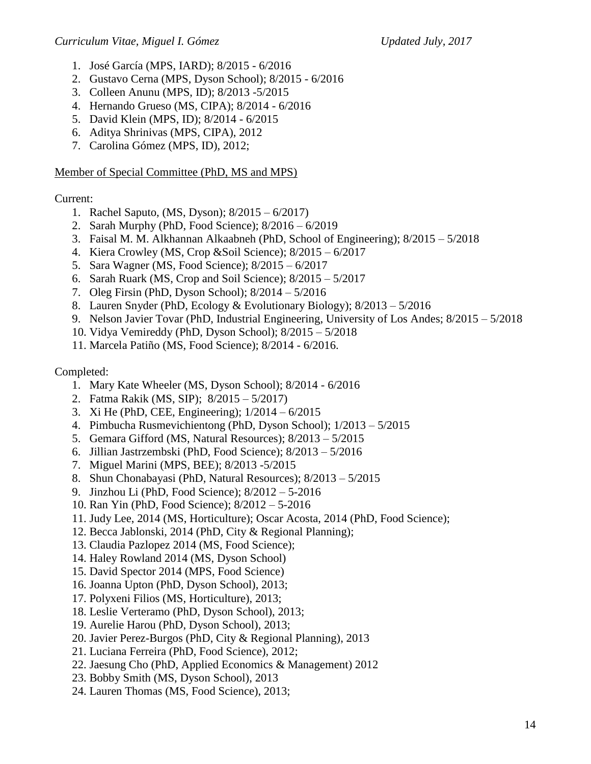1. José García (MPS, IARD); 8/2015 - 6/2016
2. Gustavo Cerna (MPS, Dyson School); 8/2015 - 6/2016
3. Colleen Anunu (MPS, ID); 8/2013 -5/2015
4. Hernando Grueso (MS, CIPA); 8/2014 - 6/2016
5. David Klein (MPS, ID); 8/2014 - 6/2015
6. Aditya Shrinivas (MPS, CIPA), 2012
7. Carolina Gómez (MPS, ID), 2012;

Member of Special Committee (PhD, MS and MPS)

Current:

1. Rachel Saputo, (MS, Dyson); 8/2015 – 6/2017)
2. Sarah Murphy (PhD, Food Science); 8/2016 – 6/2019
3. Faisal M. M. Alkhannan Alkaabneh (PhD, School of Engineering); 8/2015 – 5/2018
4. Kiera Crowley (MS, Crop &Soil Science); 8/2015 – 6/2017
5. Sara Wagner (MS, Food Science); 8/2015 – 6/2017
6. Sarah Ruark (MS, Crop and Soil Science); 8/2015 – 5/2017
7. Oleg Firsin (PhD, Dyson School); 8/2014 – 5/2016
8. Lauren Snyder (PhD, Ecology & Evolutionary Biology); 8/2013 – 5/2016
9. Nelson Javier Tovar (PhD, Industrial Engineering, University of Los Andes; 8/2015 – 5/2018
10. Vidya Vemireddy (PhD, Dyson School); 8/2015 – 5/2018
11. Marcela Patiño (MS, Food Science); 8/2014 - 6/2016.

Completed:

1. Mary Kate Wheeler (MS, Dyson School); 8/2014 - 6/2016
2. Fatma Rakik (MS, SIP); 8/2015 – 5/2017)
3. Xi He (PhD, CEE, Engineering); 1/2014 – 6/2015
4. Pimbucha Rusmevichientong (PhD, Dyson School); 1/2013 – 5/2015
5. Gemara Gifford (MS, Natural Resources); 8/2013 – 5/2015
6. Jillian Jastrzembski (PhD, Food Science); 8/2013 – 5/2016
7. Miguel Marini (MPS, BEE); 8/2013 -5/2015
8. Shun Chonabayasi (PhD, Natural Resources); 8/2013 – 5/2015
9. Jinzhou Li (PhD, Food Science); 8/2012 – 5-2016
10. Ran Yin (PhD, Food Science); 8/2012 – 5-2016
11. Judy Lee, 2014 (MS, Horticulture); Oscar Acosta, 2014 (PhD, Food Science);
12. Becca Jablonski, 2014 (PhD, City & Regional Planning);
13. Claudia Pazlopez 2014 (MS, Food Science);
14. Haley Rowland 2014 (MS, Dyson School)
15. David Spector 2014 (MPS, Food Science)
16. Joanna Upton (PhD, Dyson School), 2013;
17. Polyxeni Filios (MS, Horticulture), 2013;
18. Leslie Verteramo (PhD, Dyson School), 2013;
19. Aurelie Harou (PhD, Dyson School), 2013;
20. Javier Perez-Burgos (PhD, City & Regional Planning), 2013
21. Luciana Ferreira (PhD, Food Science), 2012;
22. Jaesung Cho (PhD, Applied Economics & Management) 2012
23. Bobby Smith (MS, Dyson School), 2013
24. Lauren Thomas (MS, Food Science), 2013;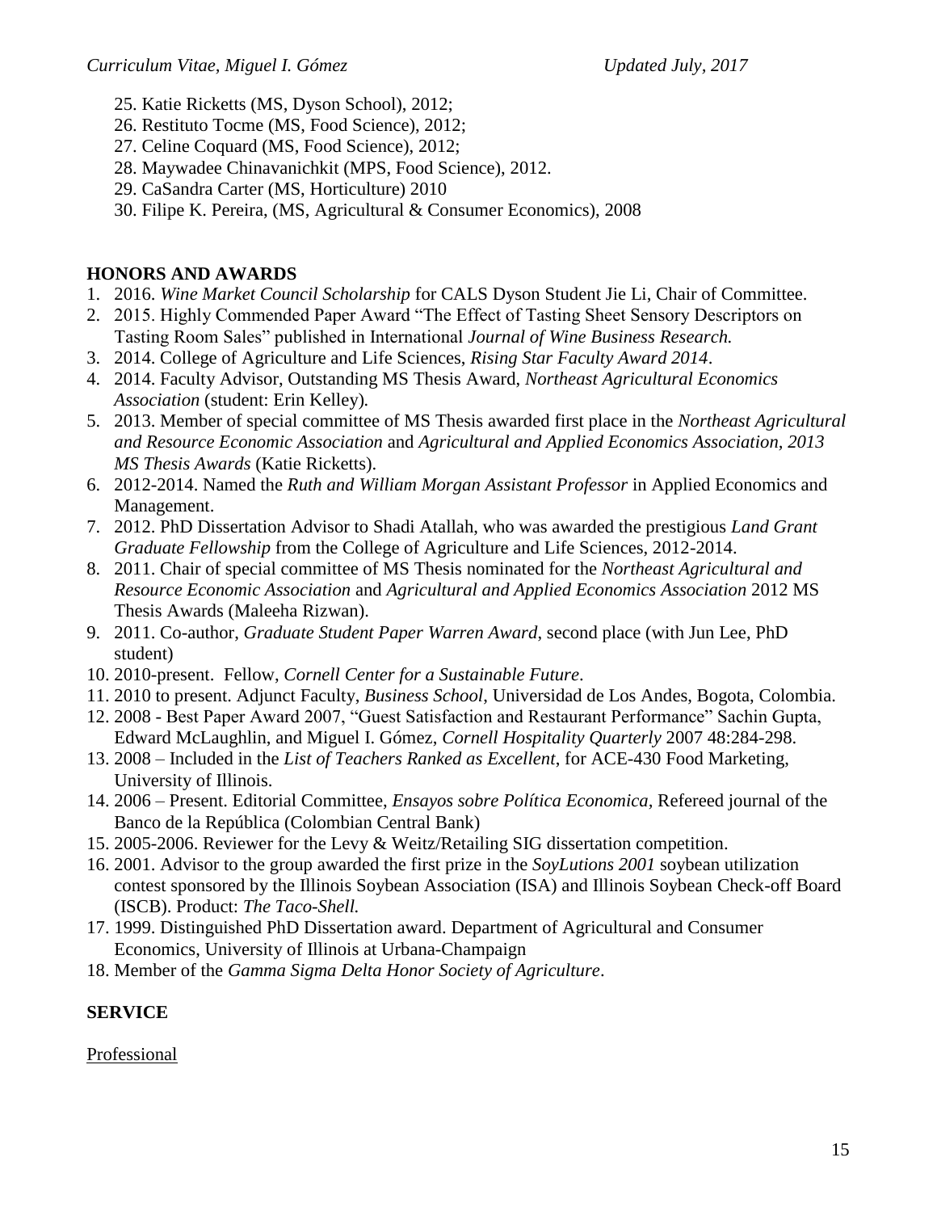25. Katie Ricketts (MS, Dyson School), 2012;
26. Restituto Tocme (MS, Food Science), 2012;
27. Celine Coquard (MS, Food Science), 2012;
28. Maywadee Chinavanichkit (MPS, Food Science), 2012.
29. CaSandra Carter (MS, Horticulture) 2010
30. Filipe K. Pereira, (MS, Agricultural & Consumer Economics), 2008

## HONORS AND AWARDS

1. 2016. *Wine Market Council Scholarship* for CALS Dyson Student Jie Li, Chair of Committee.
2. 2015. Highly Commended Paper Award "The Effect of Tasting Sheet Sensory Descriptors on Tasting Room Sales" published in International *Journal of Wine Business Research.*
3. 2014. College of Agriculture and Life Sciences, *Rising Star Faculty Award 2014*.
4. 2014. Faculty Advisor, Outstanding MS Thesis Award, *Northeast Agricultural Economics Association* (student: Erin Kelley).
5. 2013. Member of special committee of MS Thesis awarded first place in the *Northeast Agricultural and Resource Economic Association* and *Agricultural and Applied Economics Association, 2013 MS Thesis Awards* (Katie Ricketts).
6. 2012-2014. Named the *Ruth and William Morgan Assistant Professor* in Applied Economics and Management.
7. 2012. PhD Dissertation Advisor to Shadi Atallah, who was awarded the prestigious *Land Grant Graduate Fellowship* from the College of Agriculture and Life Sciences, 2012-2014.
8. 2011. Chair of special committee of MS Thesis nominated for the *Northeast Agricultural and Resource Economic Association* and *Agricultural and Applied Economics Association* 2012 MS Thesis Awards (Maleeha Rizwan).
9. 2011. Co-author, *Graduate Student Paper Warren Award*, second place (with Jun Lee, PhD student)
10. 2010-present. Fellow, *Cornell Center for a Sustainable Future*.
11. 2010 to present. Adjunct Faculty, *Business School*, Universidad de Los Andes, Bogota, Colombia.
12. 2008 - Best Paper Award 2007, "Guest Satisfaction and Restaurant Performance" Sachin Gupta, Edward McLaughlin, and Miguel I. Gómez, *Cornell Hospitality Quarterly* 2007 48:284-298.
13. 2008 – Included in the *List of Teachers Ranked as Excellent*, for ACE-430 Food Marketing, University of Illinois.
14. 2006 – Present. Editorial Committee, *Ensayos sobre Política Economica*, Refereed journal of the Banco de la República (Colombian Central Bank)
15. 2005-2006. Reviewer for the Levy & Weitz/Retailing SIG dissertation competition.
16. 2001. Advisor to the group awarded the first prize in the *SoyLutions 2001* soybean utilization contest sponsored by the Illinois Soybean Association (ISA) and Illinois Soybean Check-off Board (ISCB). Product: *The Taco-Shell.*
17. 1999. Distinguished PhD Dissertation award. Department of Agricultural and Consumer Economics, University of Illinois at Urbana-Champaign
18. Member of the *Gamma Sigma Delta Honor Society of Agriculture*.

## SERVICE

<u>Professional</u>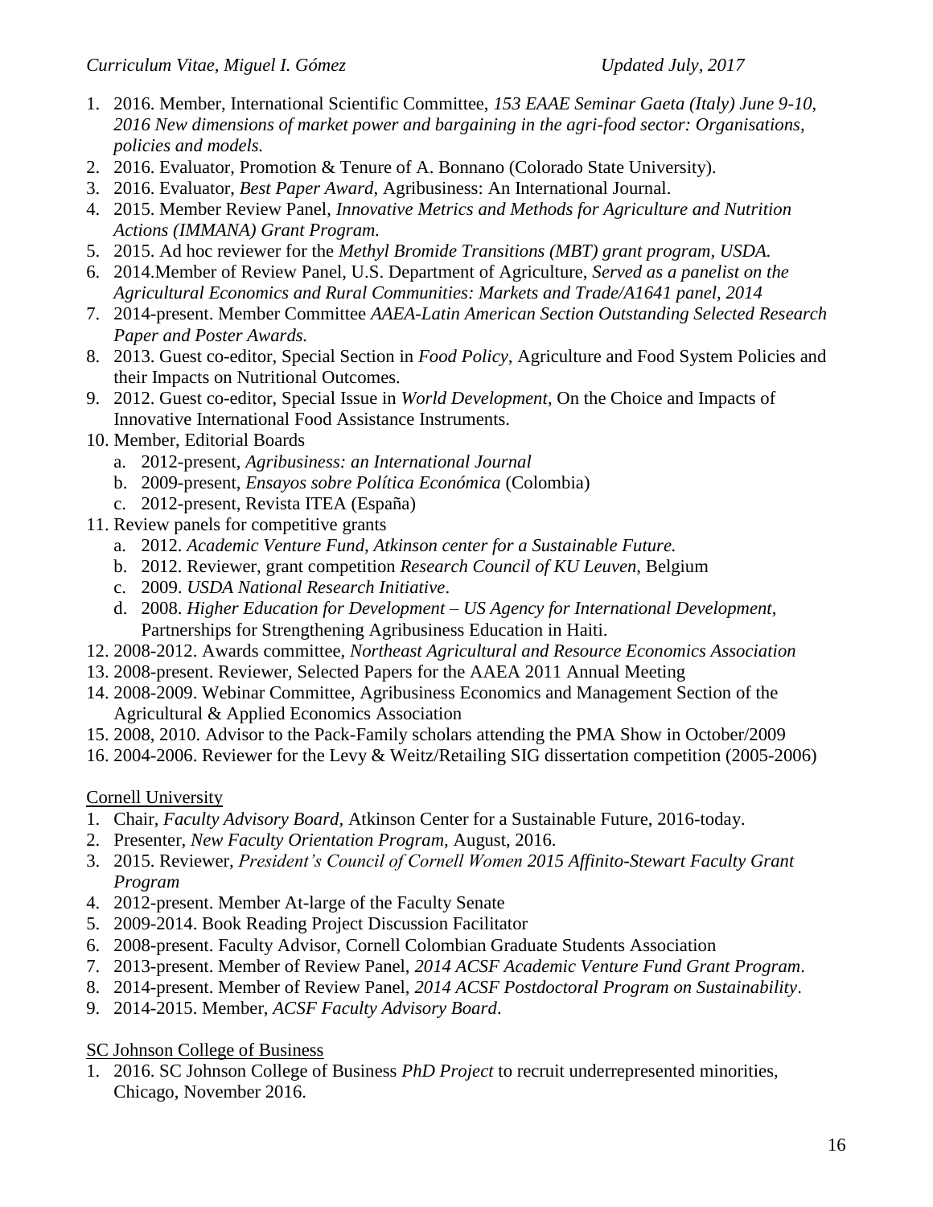1. 2016. Member, International Scientific Committee, *153 EAAE Seminar Gaeta (Italy) June 9-10, 2016 New dimensions of market power and bargaining in the agri-food sector: Organisations, policies and models.*
2. 2016. Evaluator, Promotion & Tenure of A. Bonnano (Colorado State University).
3. 2016. Evaluator, *Best Paper Award*, Agribusiness: An International Journal.
4. 2015. Member Review Panel, *Innovative Metrics and Methods for Agriculture and Nutrition Actions (IMMANA) Grant Program.*
5. 2015. Ad hoc reviewer for the *Methyl Bromide Transitions (MBT) grant program, USDA.*
6. 2014.Member of Review Panel, U.S. Department of Agriculture, *Served as a panelist on the Agricultural Economics and Rural Communities: Markets and Trade/A1641 panel, 2014*
7. 2014-present. Member Committee *AAEA-Latin American Section Outstanding Selected Research Paper and Poster Awards.*
8. 2013. Guest co-editor, Special Section in *Food Policy*, Agriculture and Food System Policies and their Impacts on Nutritional Outcomes.
9. 2012. Guest co-editor, Special Issue in *World Development*, On the Choice and Impacts of Innovative International Food Assistance Instruments.
10. Member, Editorial Boards
    a. 2012-present, *Agribusiness: an International Journal*
    b. 2009-present, *Ensayos sobre Política Económica* (Colombia)
    c. 2012-present, Revista ITEA (España)
11. Review panels for competitive grants
    a. 2012. *Academic Venture Fund, Atkinson center for a Sustainable Future.*
    b. 2012. Reviewer, grant competition *Research Council of KU Leuven*, Belgium
    c. 2009. *USDA National Research Initiative*.
    d. 2008. *Higher Education for Development – US Agency for International Development*, Partnerships for Strengthening Agribusiness Education in Haiti.
12. 2008-2012. Awards committee, *Northeast Agricultural and Resource Economics Association*
13. 2008-present. Reviewer, Selected Papers for the AAEA 2011 Annual Meeting
14. 2008-2009. Webinar Committee, Agribusiness Economics and Management Section of the Agricultural & Applied Economics Association
15. 2008, 2010. Advisor to the Pack-Family scholars attending the PMA Show in October/2009
16. 2004-2006. Reviewer for the Levy & Weitz/Retailing SIG dissertation competition (2005-2006)

<u>Cornell University</u>

1. Chair, *Faculty Advisory Board,* Atkinson Center for a Sustainable Future, 2016-today.
2. Presenter, *New Faculty Orientation Program,* August, 2016.
3. 2015. Reviewer, *President's Council of Cornell Women 2015 Affinito-Stewart Faculty Grant Program*
4. 2012-present. Member At-large of the Faculty Senate
5. 2009-2014. Book Reading Project Discussion Facilitator
6. 2008-present. Faculty Advisor, Cornell Colombian Graduate Students Association
7. 2013-present. Member of Review Panel, *2014 ACSF Academic Venture Fund Grant Program*.
8. 2014-present. Member of Review Panel, *2014 ACSF Postdoctoral Program on Sustainability*.
9. 2014-2015. Member, *ACSF Faculty Advisory Board*.

<u>SC Johnson College of Business</u>

1. 2016. SC Johnson College of Business *PhD Project* to recruit underrepresented minorities, Chicago, November 2016.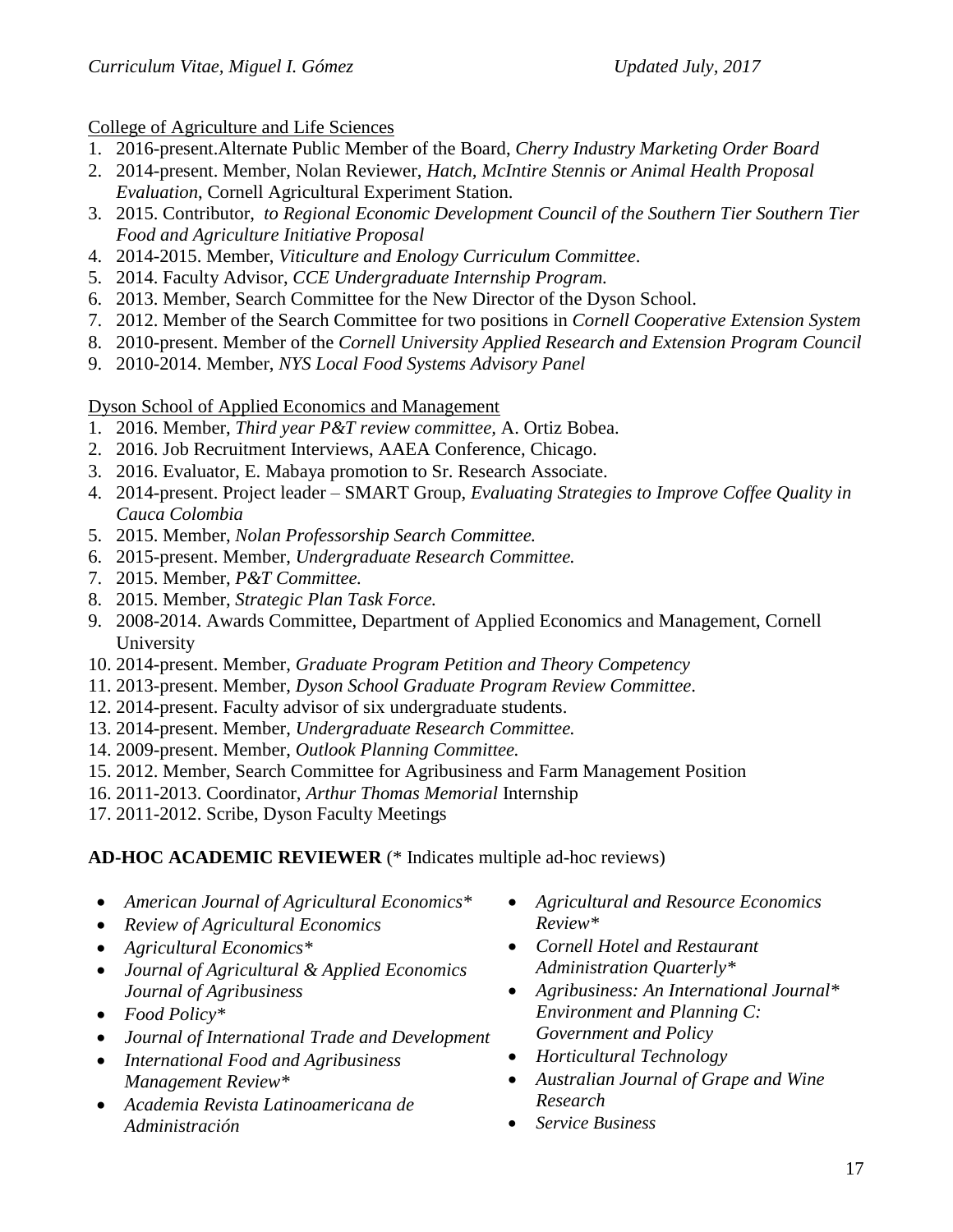College of Agriculture and Life Sciences

1. 2016-present.Alternate Public Member of the Board, *Cherry Industry Marketing Order Board*
2. 2014-present. Member, Nolan Reviewer, *Hatch, McIntire Stennis or Animal Health Proposal Evaluation*, Cornell Agricultural Experiment Station.
3. 2015. Contributor, *to Regional Economic Development Council of the Southern Tier Southern Tier Food and Agriculture Initiative Proposal*
4. 2014-2015. Member, *Viticulture and Enology Curriculum Committee*.
5. 2014. Faculty Advisor, *CCE Undergraduate Internship Program.*
6. 2013. Member, Search Committee for the New Director of the Dyson School.
7. 2012. Member of the Search Committee for two positions in *Cornell Cooperative Extension System*
8. 2010-present. Member of the *Cornell University Applied Research and Extension Program Council*
9. 2010-2014. Member, *NYS Local Food Systems Advisory Panel*

Dyson School of Applied Economics and Management

1. 2016. Member, *Third year P&T review committee,* A. Ortiz Bobea.
2. 2016. Job Recruitment Interviews, AAEA Conference, Chicago.
3. 2016. Evaluator, E. Mabaya promotion to Sr. Research Associate.
4. 2014-present. Project leader – SMART Group, *Evaluating Strategies to Improve Coffee Quality in Cauca Colombia*
5. 2015. Member, *Nolan Professorship Search Committee.*
6. 2015-present. Member, *Undergraduate Research Committee.*
7. 2015. Member, *P&T Committee.*
8. 2015. Member, *Strategic Plan Task Force.*
9. 2008-2014. Awards Committee, Department of Applied Economics and Management, Cornell University
10. 2014-present. Member, *Graduate Program Petition and Theory Competency*
11. 2013-present. Member, *Dyson School Graduate Program Review Committee*.
12. 2014-present. Faculty advisor of six undergraduate students.
13. 2014-present. Member, *Undergraduate Research Committee.*
14. 2009-present. Member, *Outlook Planning Committee.*
15. 2012. Member, Search Committee for Agribusiness and Farm Management Position
16. 2011-2013. Coordinator, *Arthur Thomas Memorial* Internship
17. 2011-2012. Scribe, Dyson Faculty Meetings

**AD-HOC ACADEMIC REVIEWER** (* Indicates multiple ad-hoc reviews)

- *American Journal of Agricultural Economics**
- *Review of Agricultural Economics*
- *Agricultural Economics**
- *Journal of Agricultural & Applied Economics Journal of Agribusiness*
- *Food Policy**
- *Journal of International Trade and Development*
- *International Food and Agribusiness Management Review**
- *Academia Revista Latinoamericana de Administración*
- *Agricultural and Resource Economics Review**
- *Cornell Hotel and Restaurant Administration Quarterly**
- *Agribusiness: An International Journal* Environment and Planning C: Government and Policy*
- *Horticultural Technology*
- *Australian Journal of Grape and Wine Research*
- *Service Business*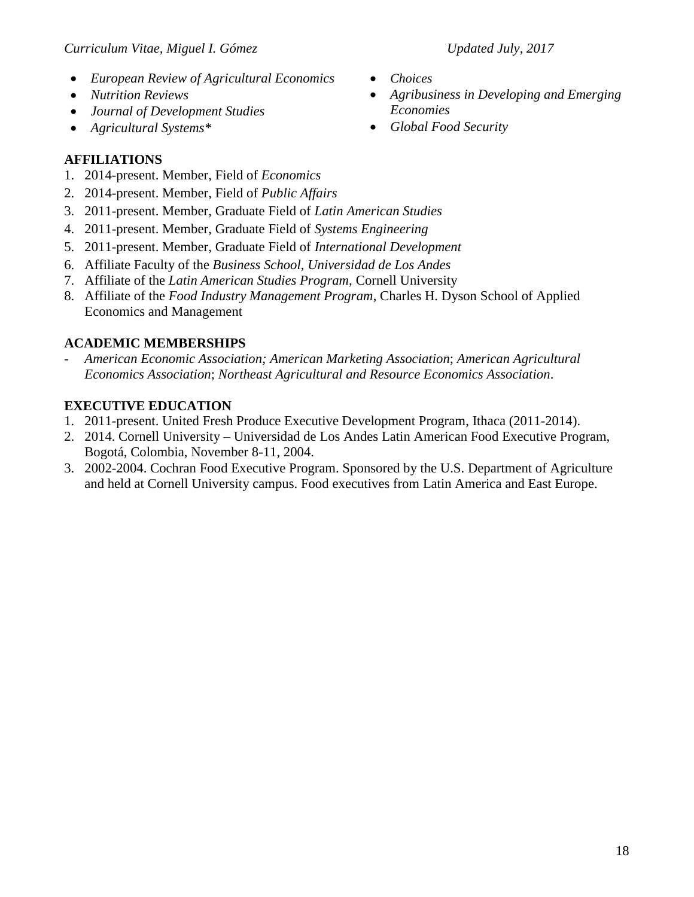- *European Review of Agricultural Economics*
- *Nutrition Reviews*
- *Journal of Development Studies*
- *Agricultural Systems**
- *Choices*
- *Agribusiness in Developing and Emerging Economies*
- *Global Food Security*

**AFFILIATIONS**

1. 2014-present. Member, Field of *Economics*
2. 2014-present. Member, Field of *Public Affairs*
3. 2011-present. Member, Graduate Field of *Latin American Studies*
4. 2011-present. Member, Graduate Field of *Systems Engineering*
5. 2011-present. Member, Graduate Field of *International Development*
6. Affiliate Faculty of the *Business School, Universidad de Los Andes*
7. Affiliate of the *Latin American Studies Program,* Cornell University
8. Affiliate of the *Food Industry Management Program*, Charles H. Dyson School of Applied Economics and Management

**ACADEMIC MEMBERSHIPS**

- *American Economic Association; American Marketing Association*; *American Agricultural Economics Association*; *Northeast Agricultural and Resource Economics Association*.

**EXECUTIVE EDUCATION**

1. 2011-present. United Fresh Produce Executive Development Program, Ithaca (2011-2014).
2. 2014. Cornell University – Universidad de Los Andes Latin American Food Executive Program, Bogotá, Colombia, November 8-11, 2004.
3. 2002-2004. Cochran Food Executive Program. Sponsored by the U.S. Department of Agriculture and held at Cornell University campus. Food executives from Latin America and East Europe.